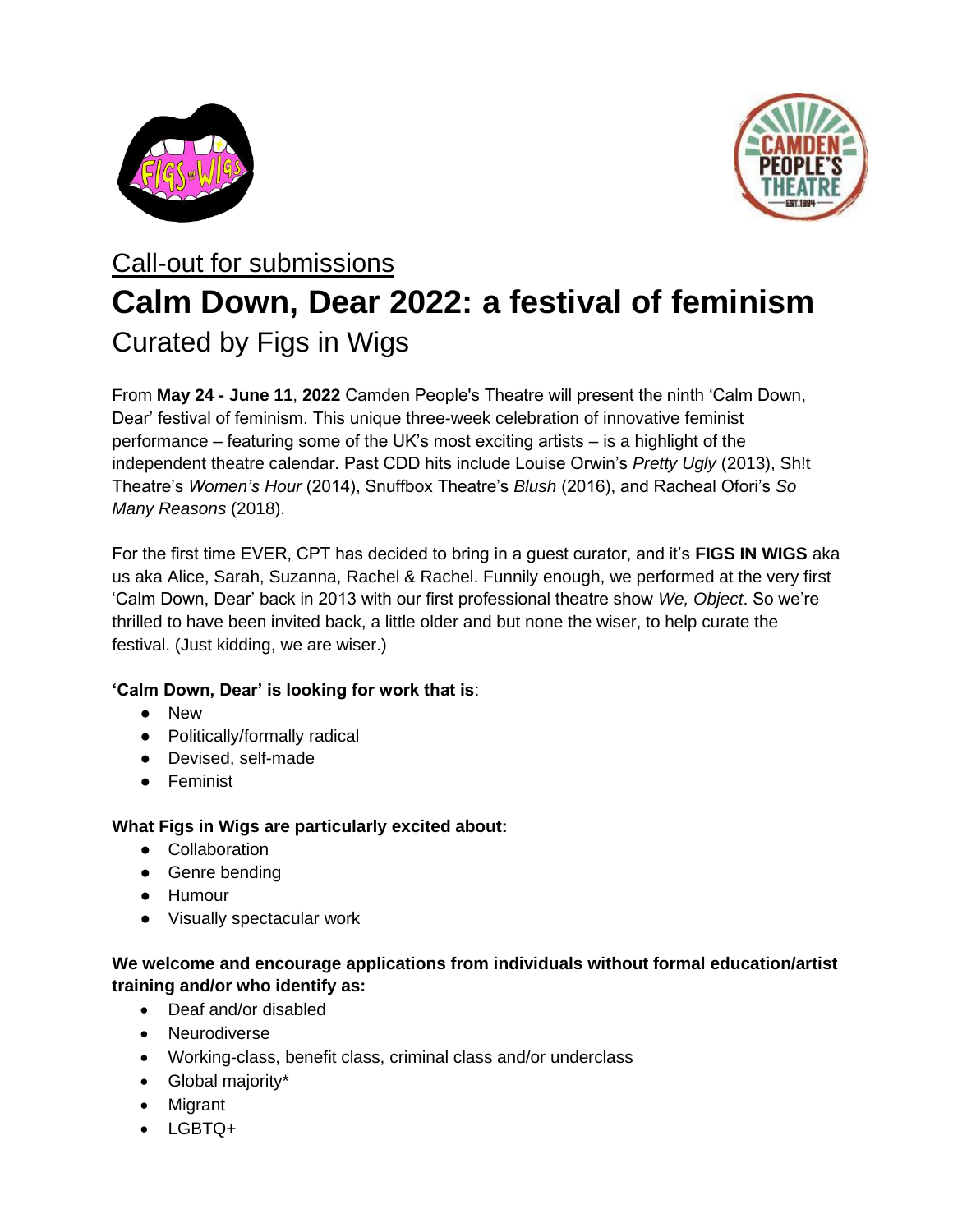Call-out for submissions

# Calm Down, Dear 2022: a festival of feminism

## Curated by Figs in Wigs

From **May 24 - June 11**, **2022** Camden People's Theatre will present the ninth 'Calm Down, Dear' festival of feminism. This unique three-week celebration of innovative feminist performance – featuring some of the UK's most exciting artists – is a highlight of the independent theatre calendar. Past CDD hits include Louise Orwin's *Pretty Ugly* (2013), Sh!t Theatre's *Women's Hour* (2014), Snuffbox Theatre's *Blush* (2016), and Racheal Ofori's *So Many Reasons* (2018).

For the first time EVER, CPT has decided to bring in a guest curator, and it's **FIGS IN WIGS** aka us aka Alice, Sarah, Suzanna, Rachel & Rachel. Funnily enough, we performed at the very first 'Calm Down, Dear' back in 2013 with our first professional theatre show *We, Object*. So we're thrilled to have been invited back, a little older and but none the wiser, to help curate the festival. (Just kidding, we are wiser.)

**'Calm Down, Dear' is looking for work that is**:

- New
- Politically/formally radical
- Devised, self-made
- Feminist

**What Figs in Wigs are particularly excited about:**

- Collaboration
- Genre bending
- Humour
- Visually spectacular work

**We welcome and encourage applications from individuals without formal education/artist training and/or who identify as:**

- Deaf and/or disabled
- Neurodiverse
- Working-class, benefit class, criminal class and/or underclass
- Global majority*
- Migrant
- LGBTQ+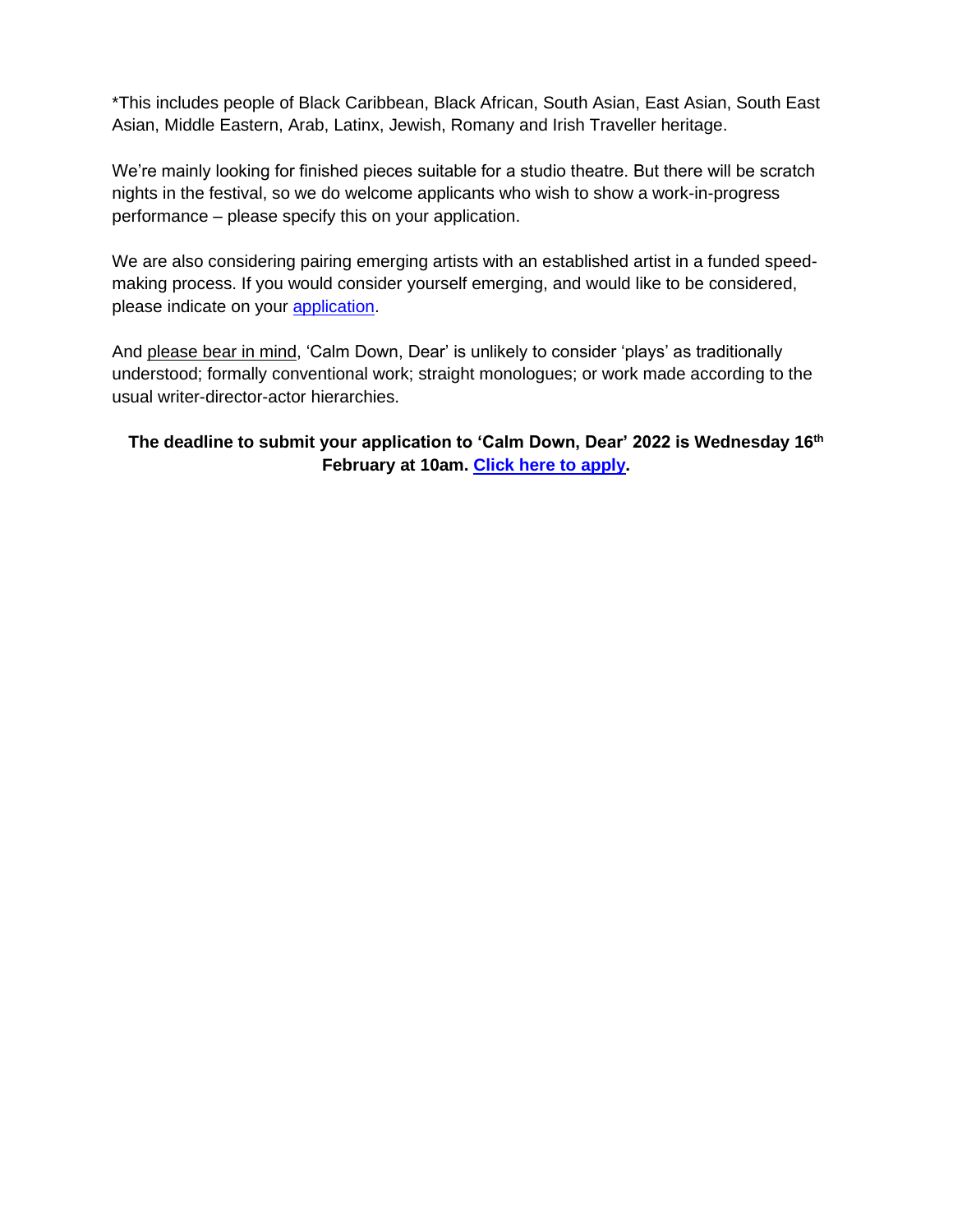*This includes people of Black Caribbean, Black African, South Asian, East Asian, South East Asian, Middle Eastern, Arab, Latinx, Jewish, Romany and Irish Traveller heritage.

We're mainly looking for finished pieces suitable for a studio theatre. But there will be scratch nights in the festival, so we do welcome applicants who wish to show a work-in-progress performance – please specify this on your application.

We are also considering pairing emerging artists with an established artist in a funded speed-making process. If you would consider yourself emerging, and would like to be considered, please indicate on your application.

And please bear in mind, 'Calm Down, Dear' is unlikely to consider 'plays' as traditionally understood; formally conventional work; straight monologues; or work made according to the usual writer-director-actor hierarchies.

**The deadline to submit your application to 'Calm Down, Dear' 2022 is Wednesday 16th February at 10am. Click here to apply.**